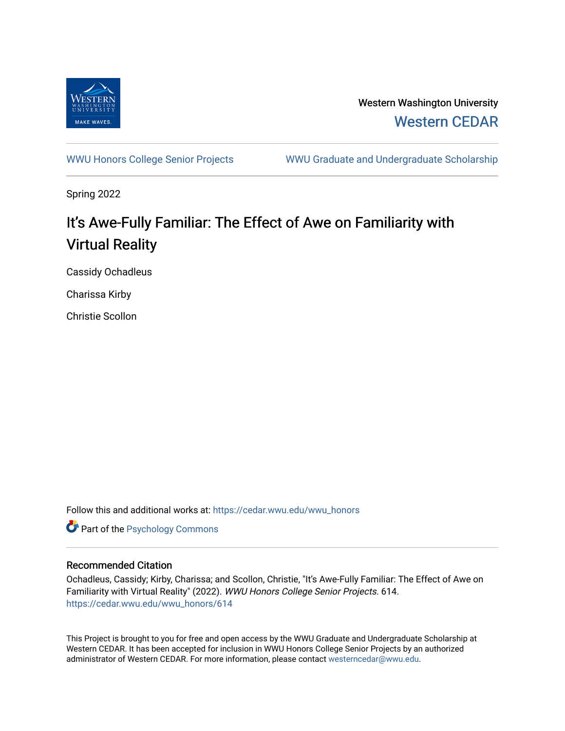Western Washington University

Western CEDAR

WWU Honors College Senior Projects

WWU Graduate and Undergraduate Scholarship

Spring 2022

# It's Awe-Fully Familiar: The Effect of Awe on Familiarity with Virtual Reality

Cassidy Ochadleus

Charissa Kirby

Christie Scollon

Follow this and additional works at: https://cedar.wwu.edu/wwu_honors

Part of the Psychology Commons

## Recommended Citation

Ochadleus, Cassidy; Kirby, Charissa; and Scollon, Christie, "It's Awe-Fully Familiar: The Effect of Awe on Familiarity with Virtual Reality" (2022). *WWU Honors College Senior Projects*. 614. https://cedar.wwu.edu/wwu_honors/614

This Project is brought to you for free and open access by the WWU Graduate and Undergraduate Scholarship at Western CEDAR. It has been accepted for inclusion in WWU Honors College Senior Projects by an authorized administrator of Western CEDAR. For more information, please contact westerncedar@wwu.edu.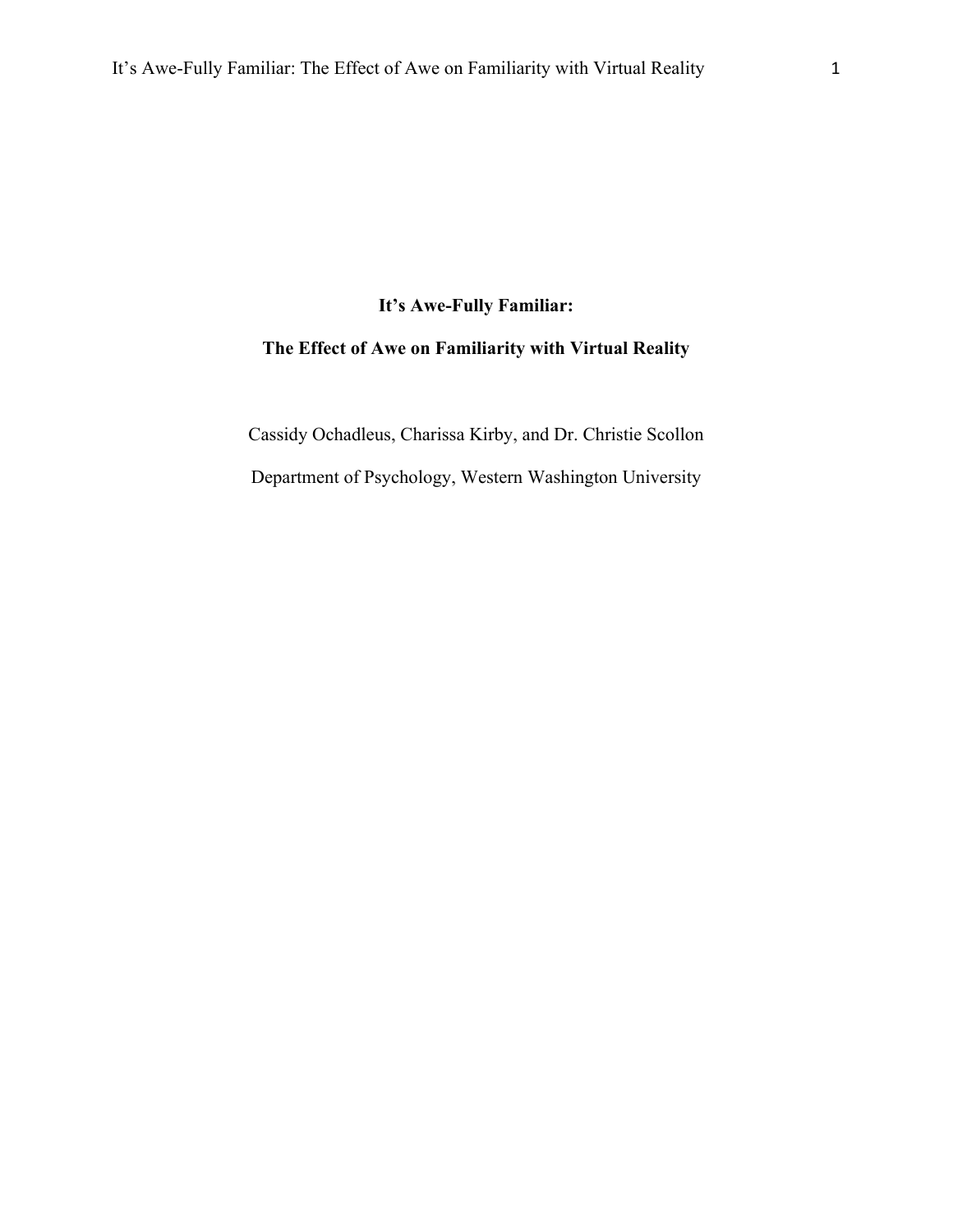**It's Awe-Fully Familiar:**

**The Effect of Awe on Familiarity with Virtual Reality**

Cassidy Ochadleus, Charissa Kirby, and Dr. Christie Scollon

Department of Psychology, Western Washington University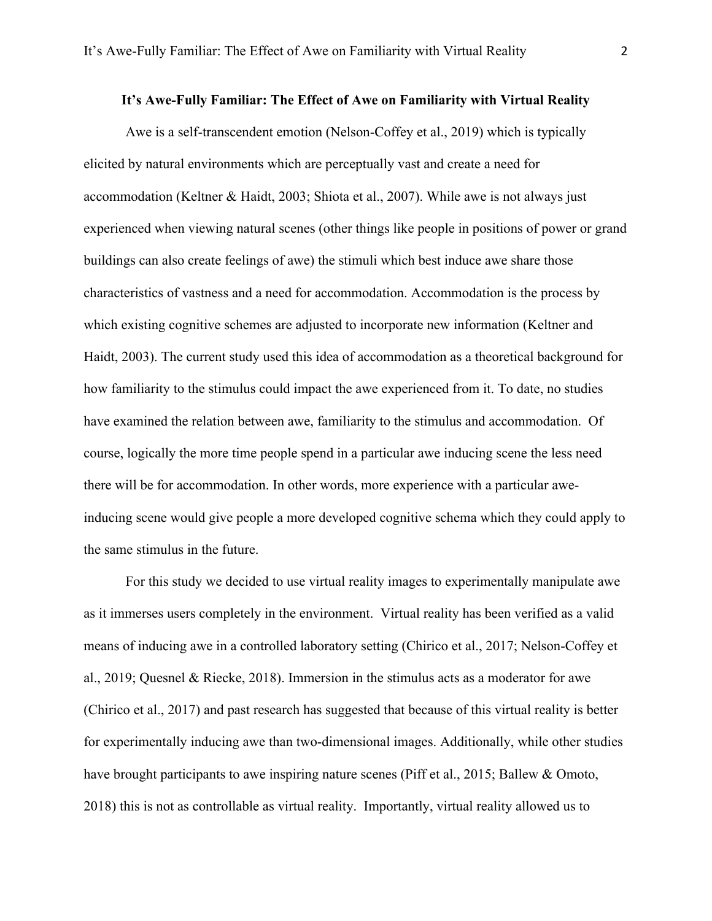**It's Awe-Fully Familiar: The Effect of Awe on Familiarity with Virtual Reality**

Awe is a self-transcendent emotion (Nelson-Coffey et al., 2019) which is typically elicited by natural environments which are perceptually vast and create a need for accommodation (Keltner & Haidt, 2003; Shiota et al., 2007). While awe is not always just experienced when viewing natural scenes (other things like people in positions of power or grand buildings can also create feelings of awe) the stimuli which best induce awe share those characteristics of vastness and a need for accommodation. Accommodation is the process by which existing cognitive schemes are adjusted to incorporate new information (Keltner and Haidt, 2003). The current study used this idea of accommodation as a theoretical background for how familiarity to the stimulus could impact the awe experienced from it. To date, no studies have examined the relation between awe, familiarity to the stimulus and accommodation. Of course, logically the more time people spend in a particular awe inducing scene the less need there will be for accommodation. In other words, more experience with a particular awe-inducing scene would give people a more developed cognitive schema which they could apply to the same stimulus in the future.

For this study we decided to use virtual reality images to experimentally manipulate awe as it immerses users completely in the environment. Virtual reality has been verified as a valid means of inducing awe in a controlled laboratory setting (Chirico et al., 2017; Nelson-Coffey et al., 2019; Quesnel & Riecke, 2018). Immersion in the stimulus acts as a moderator for awe (Chirico et al., 2017) and past research has suggested that because of this virtual reality is better for experimentally inducing awe than two-dimensional images. Additionally, while other studies have brought participants to awe inspiring nature scenes (Piff et al., 2015; Ballew & Omoto, 2018) this is not as controllable as virtual reality. Importantly, virtual reality allowed us to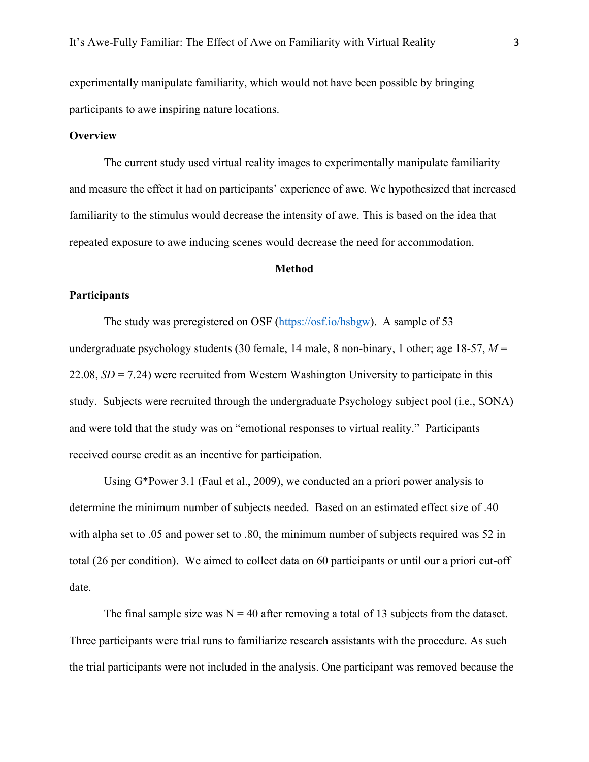experimentally manipulate familiarity, which would not have been possible by bringing participants to awe inspiring nature locations.

## Overview

The current study used virtual reality images to experimentally manipulate familiarity and measure the effect it had on participants' experience of awe. We hypothesized that increased familiarity to the stimulus would decrease the intensity of awe. This is based on the idea that repeated exposure to awe inducing scenes would decrease the need for accommodation.

# Method

## Participants

The study was preregistered on OSF (https://osf.io/hsbgw). A sample of 53 undergraduate psychology students (30 female, 14 male, 8 non-binary, 1 other; age 18-57, *M* = 22.08, *SD* = 7.24) were recruited from Western Washington University to participate in this study. Subjects were recruited through the undergraduate Psychology subject pool (i.e., SONA) and were told that the study was on "emotional responses to virtual reality." Participants received course credit as an incentive for participation.

Using G*Power 3.1 (Faul et al., 2009), we conducted an a priori power analysis to determine the minimum number of subjects needed. Based on an estimated effect size of .40 with alpha set to .05 and power set to .80, the minimum number of subjects required was 52 in total (26 per condition). We aimed to collect data on 60 participants or until our a priori cut-off date.

The final sample size was N = 40 after removing a total of 13 subjects from the dataset. Three participants were trial runs to familiarize research assistants with the procedure. As such the trial participants were not included in the analysis. One participant was removed because the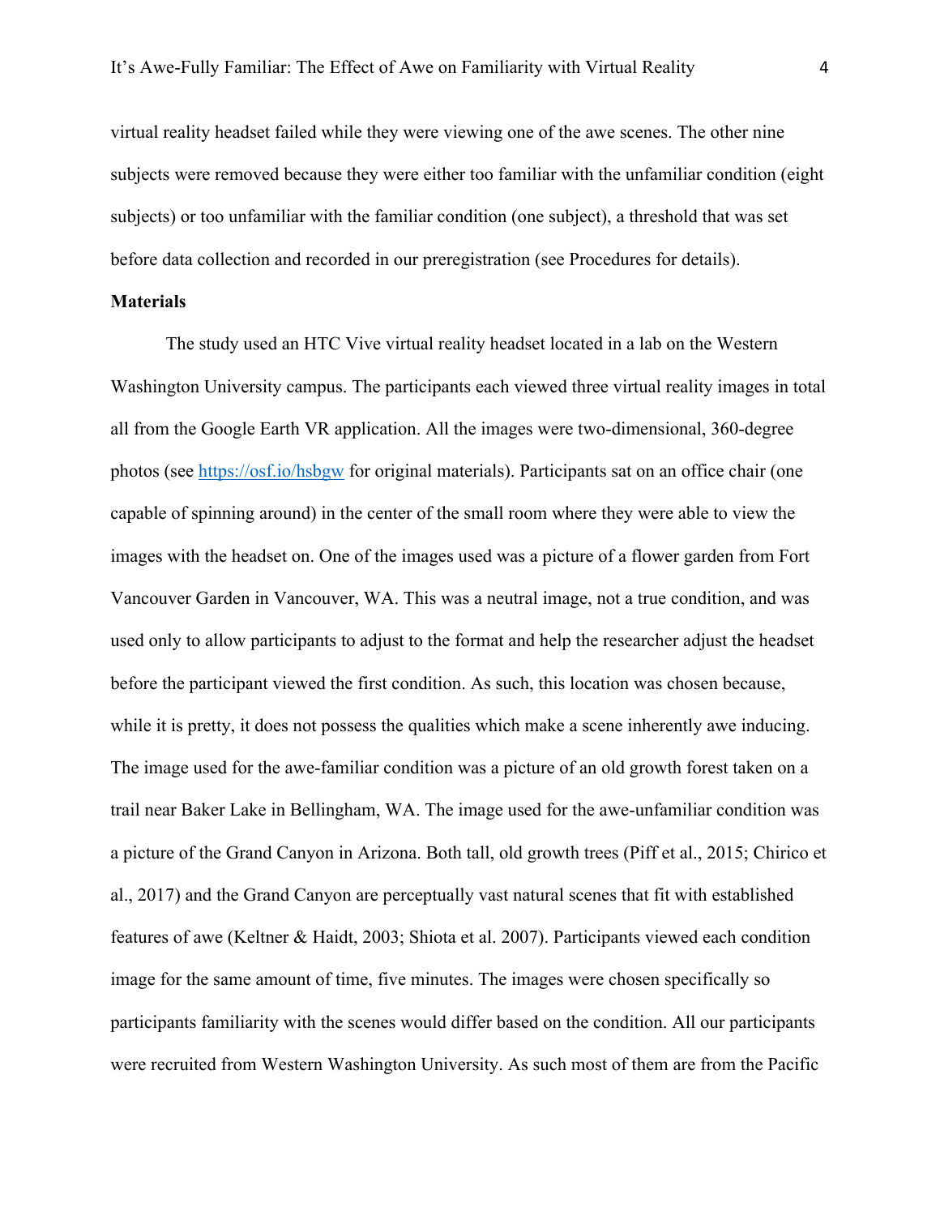virtual reality headset failed while they were viewing one of the awe scenes. The other nine subjects were removed because they were either too familiar with the unfamiliar condition (eight subjects) or too unfamiliar with the familiar condition (one subject), a threshold that was set before data collection and recorded in our preregistration (see Procedures for details).

**Materials**

The study used an HTC Vive virtual reality headset located in a lab on the Western Washington University campus. The participants each viewed three virtual reality images in total all from the Google Earth VR application. All the images were two-dimensional, 360-degree photos (see https://osf.io/hsbgw for original materials). Participants sat on an office chair (one capable of spinning around) in the center of the small room where they were able to view the images with the headset on. One of the images used was a picture of a flower garden from Fort Vancouver Garden in Vancouver, WA. This was a neutral image, not a true condition, and was used only to allow participants to adjust to the format and help the researcher adjust the headset before the participant viewed the first condition. As such, this location was chosen because, while it is pretty, it does not possess the qualities which make a scene inherently awe inducing. The image used for the awe-familiar condition was a picture of an old growth forest taken on a trail near Baker Lake in Bellingham, WA. The image used for the awe-unfamiliar condition was a picture of the Grand Canyon in Arizona. Both tall, old growth trees (Piff et al., 2015; Chirico et al., 2017) and the Grand Canyon are perceptually vast natural scenes that fit with established features of awe (Keltner & Haidt, 2003; Shiota et al. 2007). Participants viewed each condition image for the same amount of time, five minutes. The images were chosen specifically so participants familiarity with the scenes would differ based on the condition. All our participants were recruited from Western Washington University. As such most of them are from the Pacific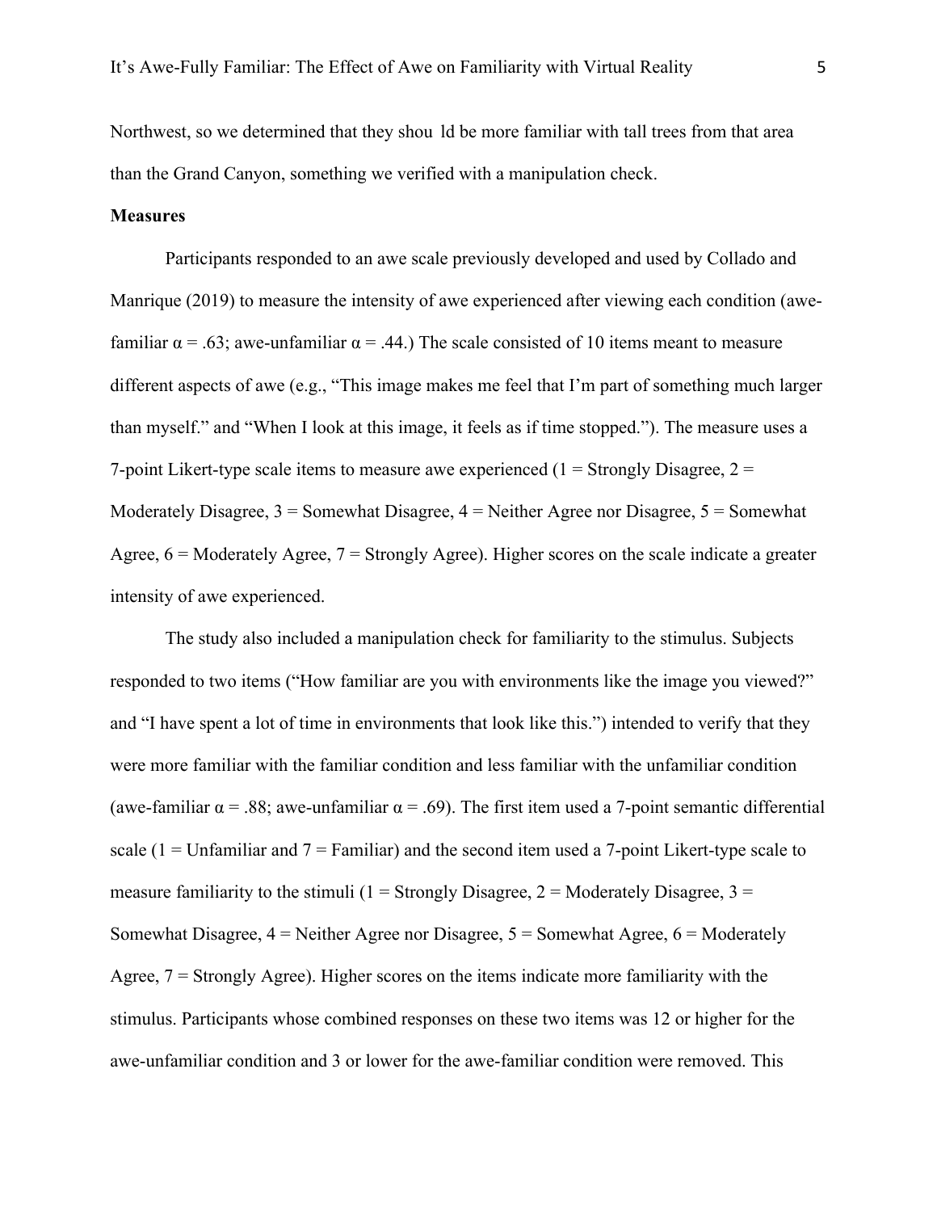Northwest, so we determined that they shou ld be more familiar with tall trees from that area than the Grand Canyon, something we verified with a manipulation check.

**Measures**

Participants responded to an awe scale previously developed and used by Collado and Manrique (2019) to measure the intensity of awe experienced after viewing each condition (awe-familiar $\alpha = .63$; awe-unfamiliar $\alpha = .44$.) The scale consisted of 10 items meant to measure different aspects of awe (e.g., "This image makes me feel that I'm part of something much larger than myself." and "When I look at this image, it feels as if time stopped."). The measure uses a 7-point Likert-type scale items to measure awe experienced (1 = Strongly Disagree, 2 = Moderately Disagree, 3 = Somewhat Disagree, 4 = Neither Agree nor Disagree, 5 = Somewhat Agree, 6 = Moderately Agree, 7 = Strongly Agree). Higher scores on the scale indicate a greater intensity of awe experienced.

The study also included a manipulation check for familiarity to the stimulus. Subjects responded to two items ("How familiar are you with environments like the image you viewed?" and "I have spent a lot of time in environments that look like this.") intended to verify that they were more familiar with the familiar condition and less familiar with the unfamiliar condition (awe-familiar $\alpha = .88$; awe-unfamiliar $\alpha = .69$). The first item used a 7-point semantic differential scale (1 = Unfamiliar and 7 = Familiar) and the second item used a 7-point Likert-type scale to measure familiarity to the stimuli (1 = Strongly Disagree, 2 = Moderately Disagree, 3 = Somewhat Disagree, 4 = Neither Agree nor Disagree, 5 = Somewhat Agree, 6 = Moderately Agree, 7 = Strongly Agree). Higher scores on the items indicate more familiarity with the stimulus. Participants whose combined responses on these two items was 12 or higher for the awe-unfamiliar condition and 3 or lower for the awe-familiar condition were removed. This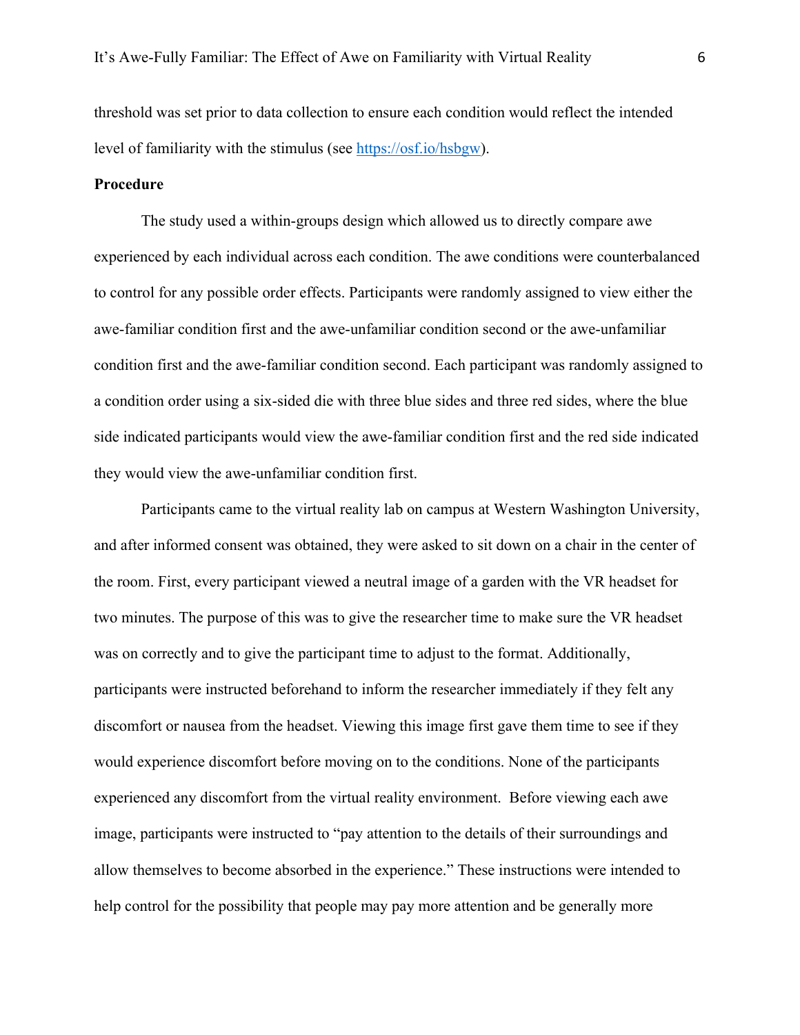threshold was set prior to data collection to ensure each condition would reflect the intended level of familiarity with the stimulus (see [https://osf.io/hsbgw](https://osf.io/hsbgw)).

**Procedure**

The study used a within-groups design which allowed us to directly compare awe experienced by each individual across each condition. The awe conditions were counterbalanced to control for any possible order effects. Participants were randomly assigned to view either the awe-familiar condition first and the awe-unfamiliar condition second or the awe-unfamiliar condition first and the awe-familiar condition second. Each participant was randomly assigned to a condition order using a six-sided die with three blue sides and three red sides, where the blue side indicated participants would view the awe-familiar condition first and the red side indicated they would view the awe-unfamiliar condition first.

Participants came to the virtual reality lab on campus at Western Washington University, and after informed consent was obtained, they were asked to sit down on a chair in the center of the room. First, every participant viewed a neutral image of a garden with the VR headset for two minutes. The purpose of this was to give the researcher time to make sure the VR headset was on correctly and to give the participant time to adjust to the format. Additionally, participants were instructed beforehand to inform the researcher immediately if they felt any discomfort or nausea from the headset. Viewing this image first gave them time to see if they would experience discomfort before moving on to the conditions. None of the participants experienced any discomfort from the virtual reality environment. Before viewing each awe image, participants were instructed to "pay attention to the details of their surroundings and allow themselves to become absorbed in the experience." These instructions were intended to help control for the possibility that people may pay more attention and be generally more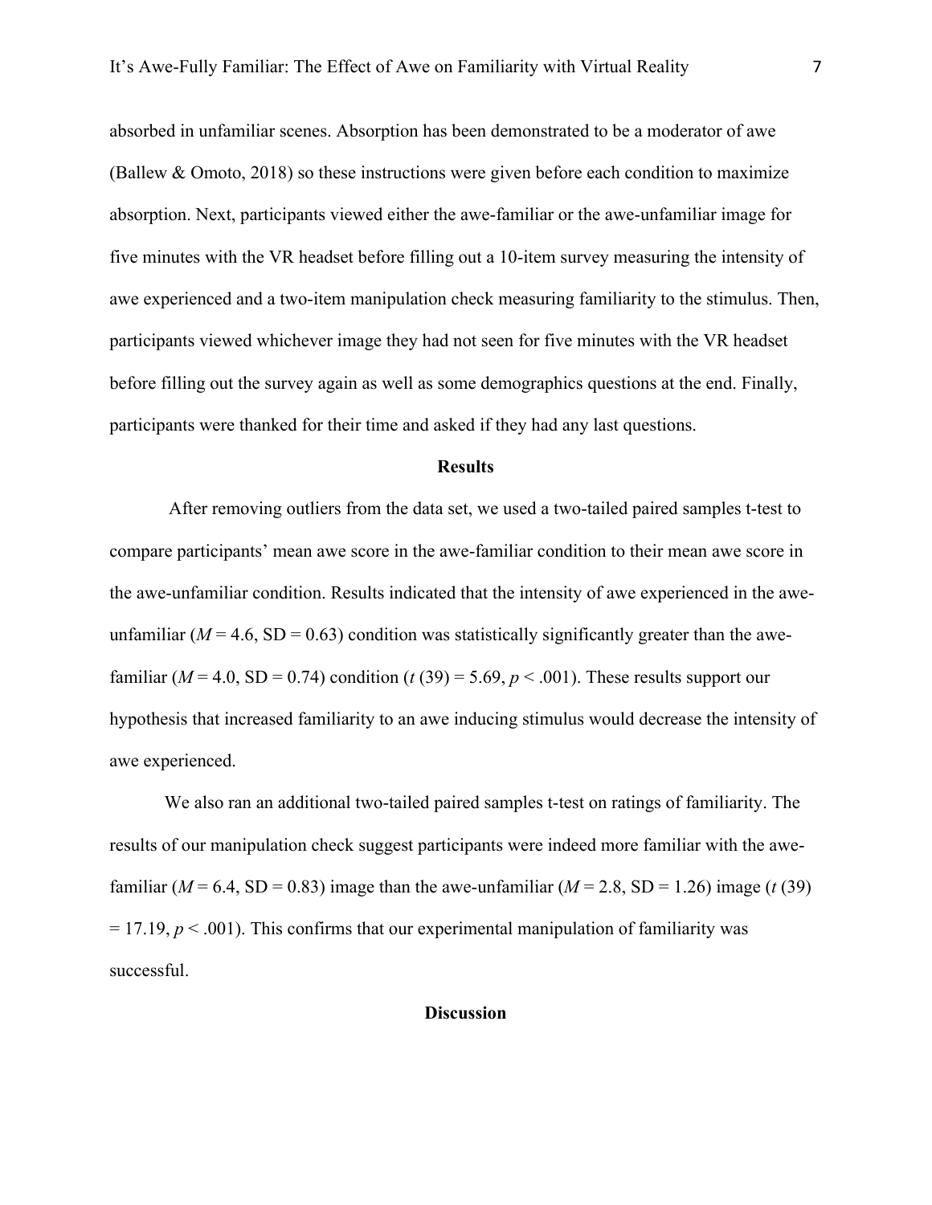absorbed in unfamiliar scenes. Absorption has been demonstrated to be a moderator of awe (Ballew & Omoto, 2018) so these instructions were given before each condition to maximize absorption. Next, participants viewed either the awe-familiar or the awe-unfamiliar image for five minutes with the VR headset before filling out a 10-item survey measuring the intensity of awe experienced and a two-item manipulation check measuring familiarity to the stimulus. Then, participants viewed whichever image they had not seen for five minutes with the VR headset before filling out the survey again as well as some demographics questions at the end. Finally, participants were thanked for their time and asked if they had any last questions.

## Results

After removing outliers from the data set, we used a two-tailed paired samples t-test to compare participants' mean awe score in the awe-familiar condition to their mean awe score in the awe-unfamiliar condition. Results indicated that the intensity of awe experienced in the awe-unfamiliar ($M = 4.6$, SD = 0.63) condition was statistically significantly greater than the awe-familiar ($M = 4.0$, SD = 0.74) condition ($t\,(39) = 5.69$, $p < .001$). These results support our hypothesis that increased familiarity to an awe inducing stimulus would decrease the intensity of awe experienced.

We also ran an additional two-tailed paired samples t-test on ratings of familiarity. The results of our manipulation check suggest participants were indeed more familiar with the awe-familiar ($M = 6.4$, SD = 0.83) image than the awe-unfamiliar ($M = 2.8$, SD = 1.26) image ($t\,(39) = 17.19$, $p < .001$). This confirms that our experimental manipulation of familiarity was successful.

## Discussion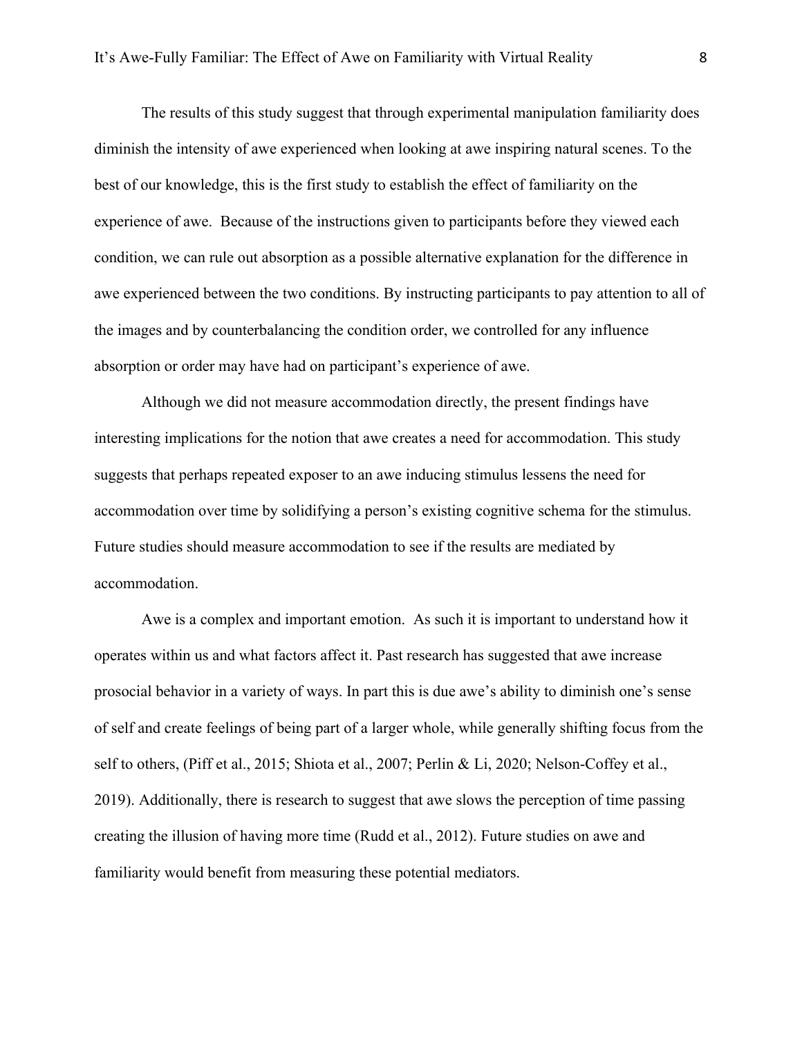The results of this study suggest that through experimental manipulation familiarity does diminish the intensity of awe experienced when looking at awe inspiring natural scenes. To the best of our knowledge, this is the first study to establish the effect of familiarity on the experience of awe. Because of the instructions given to participants before they viewed each condition, we can rule out absorption as a possible alternative explanation for the difference in awe experienced between the two conditions. By instructing participants to pay attention to all of the images and by counterbalancing the condition order, we controlled for any influence absorption or order may have had on participant's experience of awe.

Although we did not measure accommodation directly, the present findings have interesting implications for the notion that awe creates a need for accommodation. This study suggests that perhaps repeated exposer to an awe inducing stimulus lessens the need for accommodation over time by solidifying a person's existing cognitive schema for the stimulus. Future studies should measure accommodation to see if the results are mediated by accommodation.

Awe is a complex and important emotion. As such it is important to understand how it operates within us and what factors affect it. Past research has suggested that awe increase prosocial behavior in a variety of ways. In part this is due awe's ability to diminish one's sense of self and create feelings of being part of a larger whole, while generally shifting focus from the self to others, (Piff et al., 2015; Shiota et al., 2007; Perlin & Li, 2020; Nelson-Coffey et al., 2019). Additionally, there is research to suggest that awe slows the perception of time passing creating the illusion of having more time (Rudd et al., 2012). Future studies on awe and familiarity would benefit from measuring these potential mediators.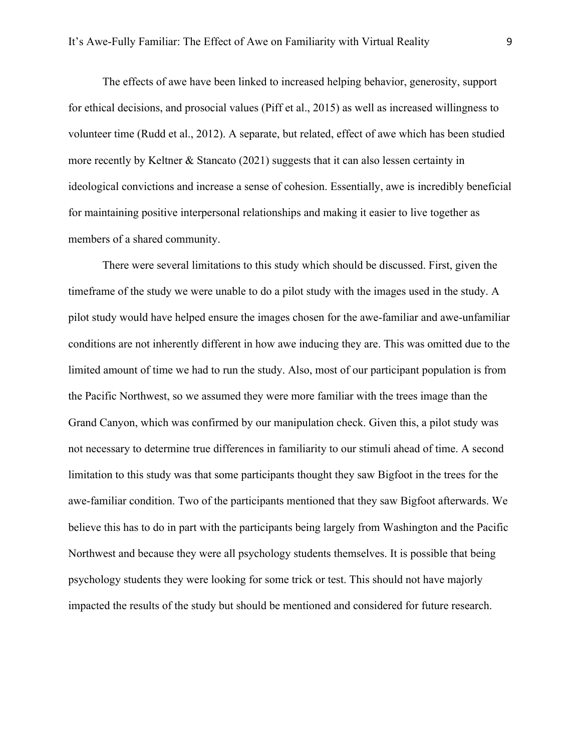The effects of awe have been linked to increased helping behavior, generosity, support for ethical decisions, and prosocial values (Piff et al., 2015) as well as increased willingness to volunteer time (Rudd et al., 2012). A separate, but related, effect of awe which has been studied more recently by Keltner & Stancato (2021) suggests that it can also lessen certainty in ideological convictions and increase a sense of cohesion. Essentially, awe is incredibly beneficial for maintaining positive interpersonal relationships and making it easier to live together as members of a shared community.

There were several limitations to this study which should be discussed. First, given the timeframe of the study we were unable to do a pilot study with the images used in the study. A pilot study would have helped ensure the images chosen for the awe-familiar and awe-unfamiliar conditions are not inherently different in how awe inducing they are. This was omitted due to the limited amount of time we had to run the study. Also, most of our participant population is from the Pacific Northwest, so we assumed they were more familiar with the trees image than the Grand Canyon, which was confirmed by our manipulation check. Given this, a pilot study was not necessary to determine true differences in familiarity to our stimuli ahead of time. A second limitation to this study was that some participants thought they saw Bigfoot in the trees for the awe-familiar condition. Two of the participants mentioned that they saw Bigfoot afterwards. We believe this has to do in part with the participants being largely from Washington and the Pacific Northwest and because they were all psychology students themselves. It is possible that being psychology students they were looking for some trick or test. This should not have majorly impacted the results of the study but should be mentioned and considered for future research.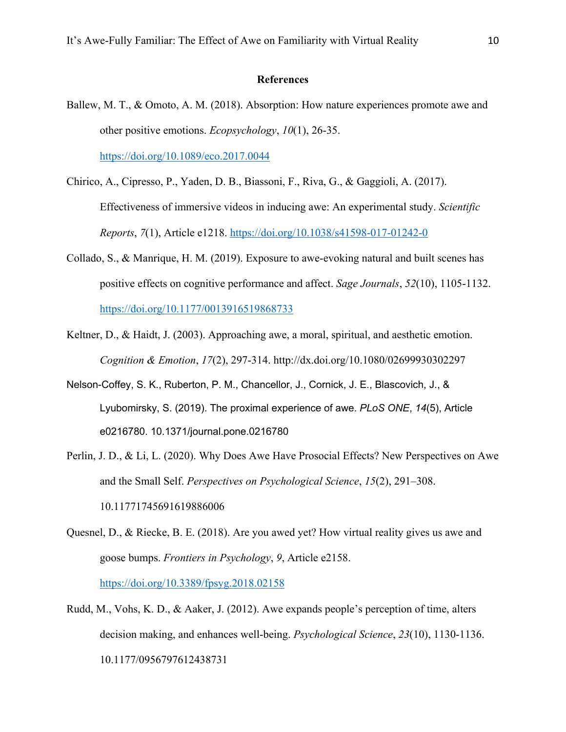# References

Ballew, M. T., & Omoto, A. M. (2018). Absorption: How nature experiences promote awe and other positive emotions. *Ecopsychology*, *10*(1), 26-35. https://doi.org/10.1089/eco.2017.0044

Chirico, A., Cipresso, P., Yaden, D. B., Biassoni, F., Riva, G., & Gaggioli, A. (2017). Effectiveness of immersive videos in inducing awe: An experimental study. *Scientific Reports*, *7*(1), Article e1218. https://doi.org/10.1038/s41598-017-01242-0

Collado, S., & Manrique, H. M. (2019). Exposure to awe-evoking natural and built scenes has positive effects on cognitive performance and affect. *Sage Journals*, *52*(10), 1105-1132. https://doi.org/10.1177/0013916519868733

Keltner, D., & Haidt, J. (2003). Approaching awe, a moral, spiritual, and aesthetic emotion. *Cognition & Emotion*, *17*(2), 297-314. http://dx.doi.org/10.1080/02699930302297

Nelson-Coffey, S. K., Ruberton, P. M., Chancellor, J., Cornick, J. E., Blascovich, J., & Lyubomirsky, S. (2019). The proximal experience of awe. *PLoS ONE*, *14*(5), Article e0216780. 10.1371/journal.pone.0216780

Perlin, J. D., & Li, L. (2020). Why Does Awe Have Prosocial Effects? New Perspectives on Awe and the Small Self. *Perspectives on Psychological Science*, *15*(2), 291–308. 10.11771745691619886006

Quesnel, D., & Riecke, B. E. (2018). Are you awed yet? How virtual reality gives us awe and goose bumps. *Frontiers in Psychology*, *9*, Article e2158. https://doi.org/10.3389/fpsyg.2018.02158

Rudd, M., Vohs, K. D., & Aaker, J. (2012). Awe expands people's perception of time, alters decision making, and enhances well-being. *Psychological Science*, *23*(10), 1130-1136. 10.1177/0956797612438731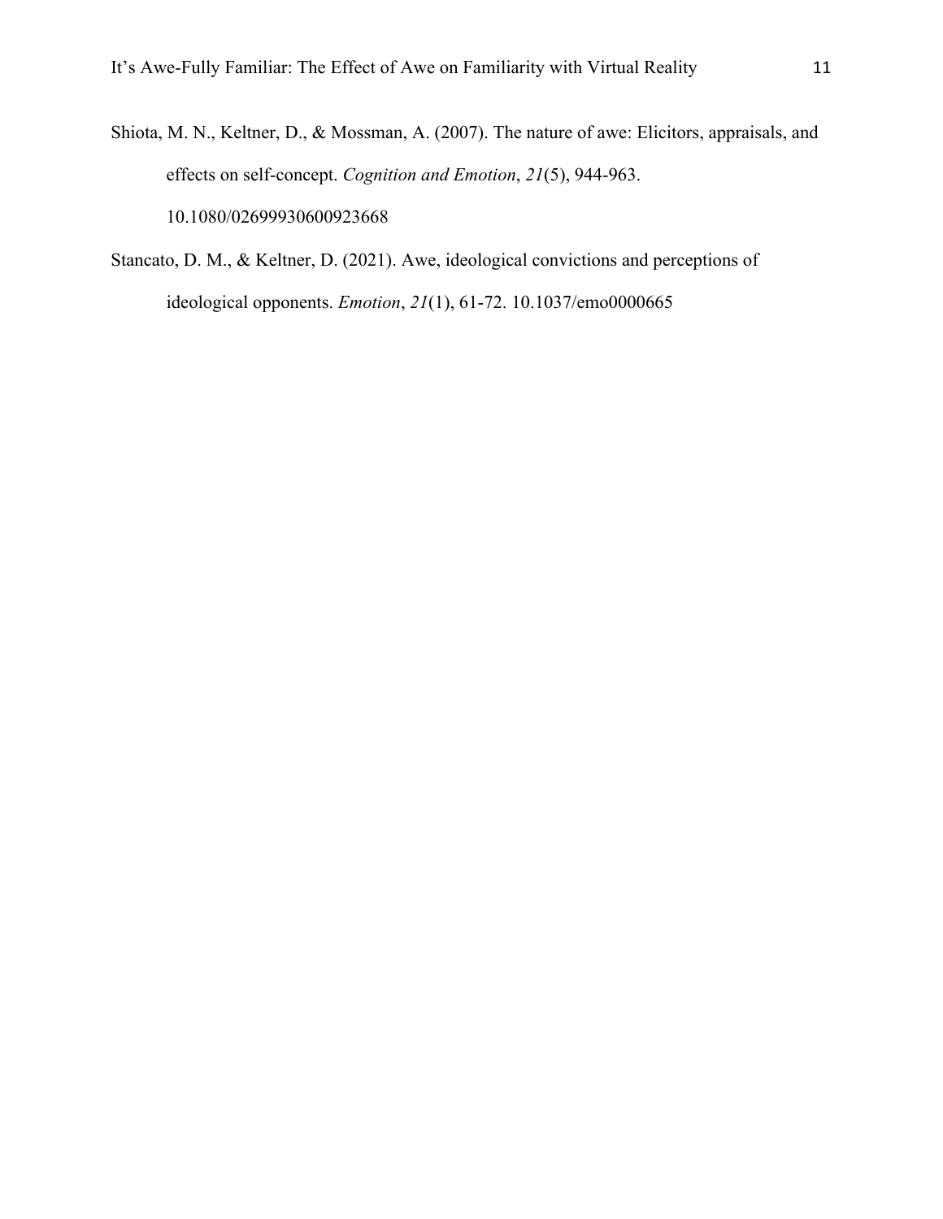Shiota, M. N., Keltner, D., & Mossman, A. (2007). The nature of awe: Elicitors, appraisals, and effects on self-concept. *Cognition and Emotion*, *21*(5), 944-963. 10.1080/02699930600923668

Stancato, D. M., & Keltner, D. (2021). Awe, ideological convictions and perceptions of ideological opponents. *Emotion*, *21*(1), 61-72. 10.1037/emo0000665